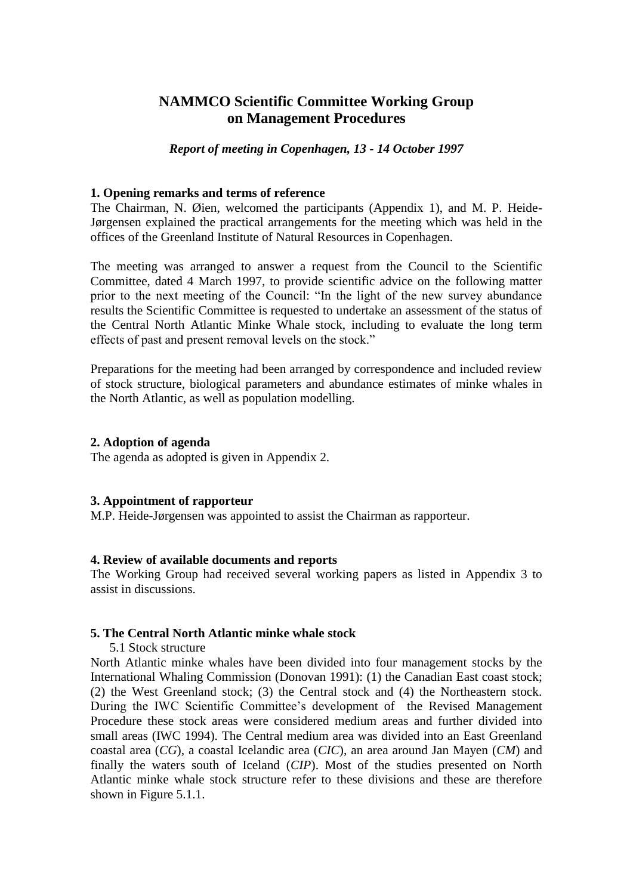# NAMMCO Scientific Committee Working Group on Management Procedures

*Report of meeting in Copenhagen, 13 - 14 October 1997*

### 1. Opening remarks and terms of reference

The Chairman, N. Øien, welcomed the participants (Appendix 1), and M. P. Heide-Jørgensen explained the practical arrangements for the meeting which was held in the offices of the Greenland Institute of Natural Resources in Copenhagen.

The meeting was arranged to answer a request from the Council to the Scientific Committee, dated 4 March 1997, to provide scientific advice on the following matter prior to the next meeting of the Council: "In the light of the new survey abundance results the Scientific Committee is requested to undertake an assessment of the status of the Central North Atlantic Minke Whale stock, including to evaluate the long term effects of past and present removal levels on the stock."

Preparations for the meeting had been arranged by correspondence and included review of stock structure, biological parameters and abundance estimates of minke whales in the North Atlantic, as well as population modelling.

### 2. Adoption of agenda

The agenda as adopted is given in Appendix 2.

### 3. Appointment of rapporteur

M.P. Heide-Jørgensen was appointed to assist the Chairman as rapporteur.

### 4. Review of available documents and reports

The Working Group had received several working papers as listed in Appendix 3 to assist in discussions.

### 5. The Central North Atlantic minke whale stock

5.1 Stock structure

North Atlantic minke whales have been divided into four management stocks by the International Whaling Commission (Donovan 1991): (1) the Canadian East coast stock; (2) the West Greenland stock; (3) the Central stock and (4) the Northeastern stock. During the IWC Scientific Committee's development of the Revised Management Procedure these stock areas were considered medium areas and further divided into small areas (IWC 1994). The Central medium area was divided into an East Greenland coastal area (*CG*), a coastal Icelandic area (*CIC*), an area around Jan Mayen (*CM*) and finally the waters south of Iceland (*CIP*). Most of the studies presented on North Atlantic minke whale stock structure refer to these divisions and these are therefore shown in Figure 5.1.1.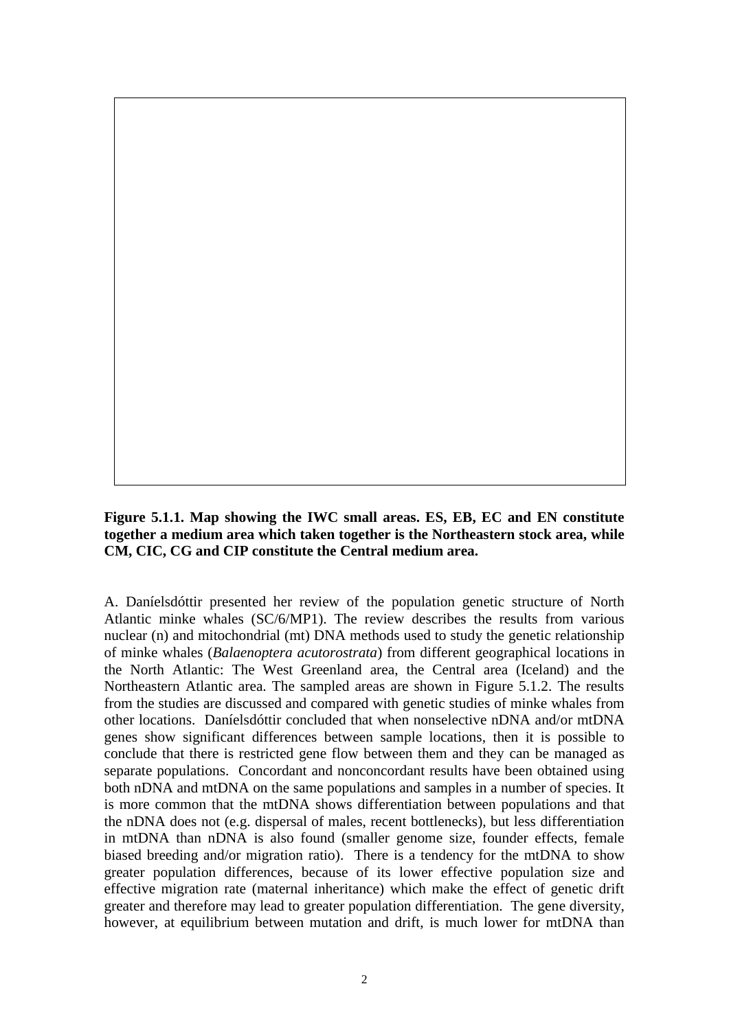**Figure 5.1.1. Map showing the IWC small areas. ES, EB, EC and EN constitute together a medium area which taken together is the Northeastern stock area, while CM, CIC, CG and CIP constitute the Central medium area.**

A. Daníelsdóttir presented her review of the population genetic structure of North Atlantic minke whales (SC/6/MP1). The review describes the results from various nuclear (n) and mitochondrial (mt) DNA methods used to study the genetic relationship of minke whales (*Balaenoptera acutorostrata*) from different geographical locations in the North Atlantic: The West Greenland area, the Central area (Iceland) and the Northeastern Atlantic area. The sampled areas are shown in Figure 5.1.2. The results from the studies are discussed and compared with genetic studies of minke whales from other locations. Daníelsdóttir concluded that when nonselective nDNA and/or mtDNA genes show significant differences between sample locations, then it is possible to conclude that there is restricted gene flow between them and they can be managed as separate populations. Concordant and nonconcordant results have been obtained using both nDNA and mtDNA on the same populations and samples in a number of species. It is more common that the mtDNA shows differentiation between populations and that the nDNA does not (e.g. dispersal of males, recent bottlenecks), but less differentiation in mtDNA than nDNA is also found (smaller genome size, founder effects, female biased breeding and/or migration ratio). There is a tendency for the mtDNA to show greater population differences, because of its lower effective population size and effective migration rate (maternal inheritance) which make the effect of genetic drift greater and therefore may lead to greater population differentiation. The gene diversity, however, at equilibrium between mutation and drift, is much lower for mtDNA than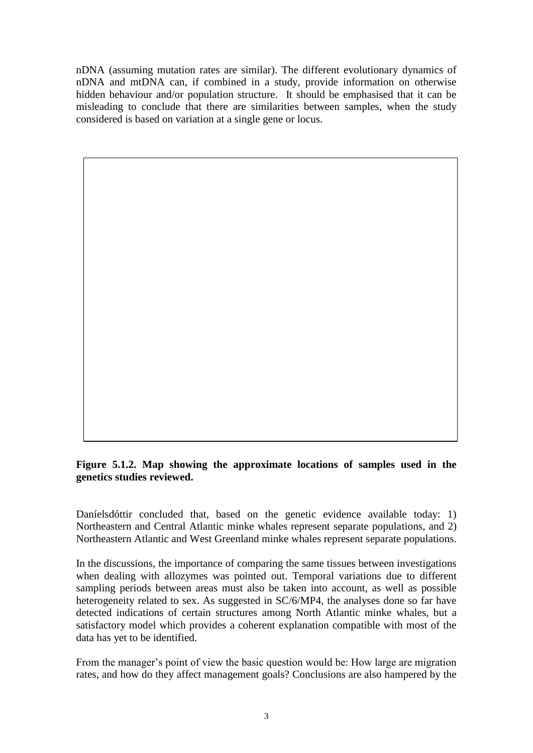nDNA (assuming mutation rates are similar). The different evolutionary dynamics of nDNA and mtDNA can, if combined in a study, provide information on otherwise hidden behaviour and/or population structure. It should be emphasised that it can be misleading to conclude that there are similarities between samples, when the study considered is based on variation at a single gene or locus.

**Figure 5.1.2. Map showing the approximate locations of samples used in the genetics studies reviewed.**

Daníelsdóttir concluded that, based on the genetic evidence available today: 1) Northeastern and Central Atlantic minke whales represent separate populations, and 2) Northeastern Atlantic and West Greenland minke whales represent separate populations.

In the discussions, the importance of comparing the same tissues between investigations when dealing with allozymes was pointed out. Temporal variations due to different sampling periods between areas must also be taken into account, as well as possible heterogeneity related to sex. As suggested in SC/6/MP4, the analyses done so far have detected indications of certain structures among North Atlantic minke whales, but a satisfactory model which provides a coherent explanation compatible with most of the data has yet to be identified.

From the manager's point of view the basic question would be: How large are migration rates, and how do they affect management goals? Conclusions are also hampered by the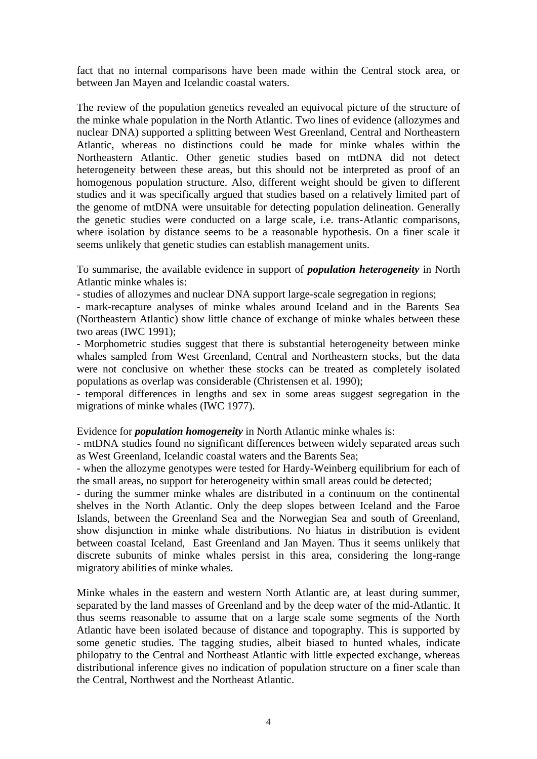fact that no internal comparisons have been made within the Central stock area, or between Jan Mayen and Icelandic coastal waters.

The review of the population genetics revealed an equivocal picture of the structure of the minke whale population in the North Atlantic. Two lines of evidence (allozymes and nuclear DNA) supported a splitting between West Greenland, Central and Northeastern Atlantic, whereas no distinctions could be made for minke whales within the Northeastern Atlantic. Other genetic studies based on mtDNA did not detect heterogeneity between these areas, but this should not be interpreted as proof of an homogenous population structure. Also, different weight should be given to different studies and it was specifically argued that studies based on a relatively limited part of the genome of mtDNA were unsuitable for detecting population delineation. Generally the genetic studies were conducted on a large scale, i.e. trans-Atlantic comparisons, where isolation by distance seems to be a reasonable hypothesis. On a finer scale it seems unlikely that genetic studies can establish management units.

To summarise, the available evidence in support of ***population heterogeneity*** in North Atlantic minke whales is:

- studies of allozymes and nuclear DNA support large-scale segregation in regions;
- mark-recapture analyses of minke whales around Iceland and in the Barents Sea (Northeastern Atlantic) show little chance of exchange of minke whales between these two areas (IWC 1991);
- Morphometric studies suggest that there is substantial heterogeneity between minke whales sampled from West Greenland, Central and Northeastern stocks, but the data were not conclusive on whether these stocks can be treated as completely isolated populations as overlap was considerable (Christensen et al. 1990);
- temporal differences in lengths and sex in some areas suggest segregation in the migrations of minke whales (IWC 1977).

Evidence for ***population homogeneity*** in North Atlantic minke whales is:

- mtDNA studies found no significant differences between widely separated areas such as West Greenland, Icelandic coastal waters and the Barents Sea;
- when the allozyme genotypes were tested for Hardy-Weinberg equilibrium for each of the small areas, no support for heterogeneity within small areas could be detected;
- during the summer minke whales are distributed in a continuum on the continental shelves in the North Atlantic. Only the deep slopes between Iceland and the Faroe Islands, between the Greenland Sea and the Norwegian Sea and south of Greenland, show disjunction in minke whale distributions. No hiatus in distribution is evident between coastal Iceland, East Greenland and Jan Mayen. Thus it seems unlikely that discrete subunits of minke whales persist in this area, considering the long-range migratory abilities of minke whales.

Minke whales in the eastern and western North Atlantic are, at least during summer, separated by the land masses of Greenland and by the deep water of the mid-Atlantic. It thus seems reasonable to assume that on a large scale some segments of the North Atlantic have been isolated because of distance and topography. This is supported by some genetic studies. The tagging studies, albeit biased to hunted whales, indicate philopatry to the Central and Northeast Atlantic with little expected exchange, whereas distributional inference gives no indication of population structure on a finer scale than the Central, Northwest and the Northeast Atlantic.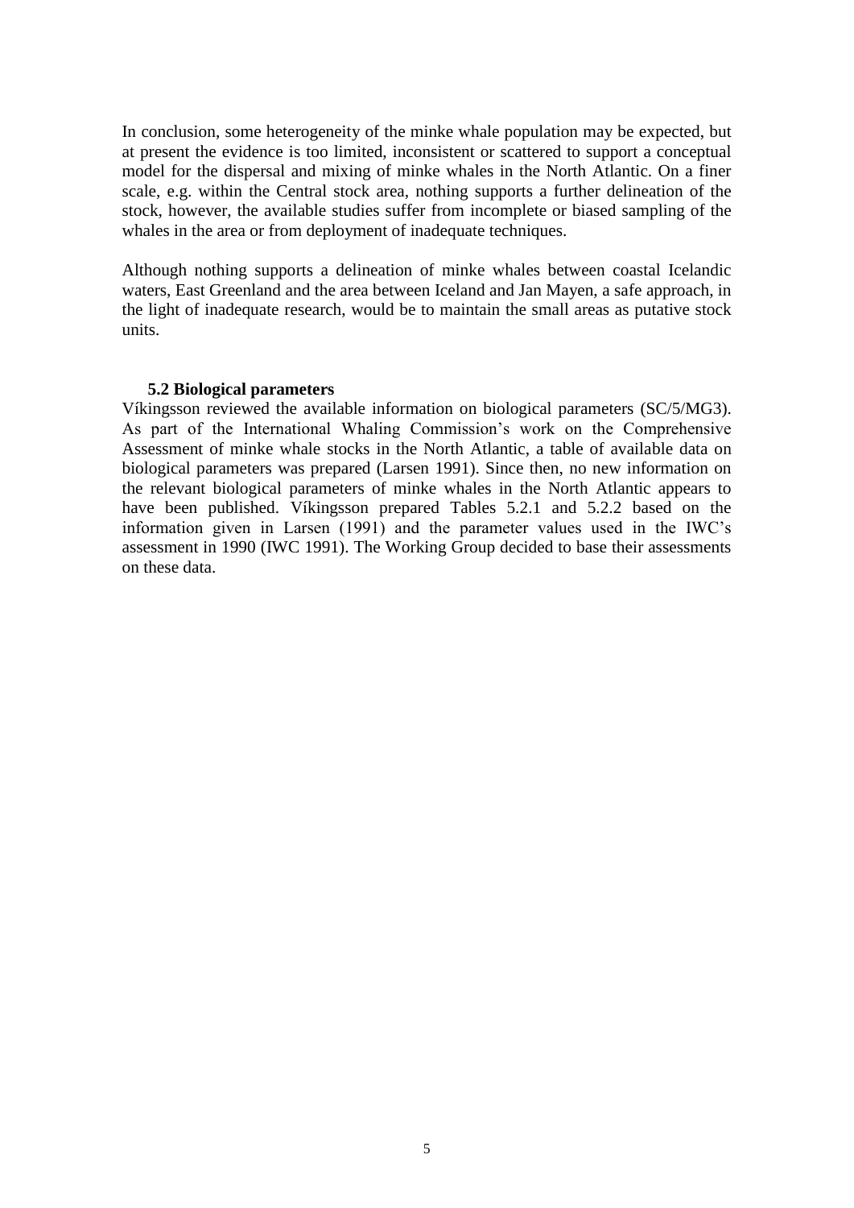In conclusion, some heterogeneity of the minke whale population may be expected, but at present the evidence is too limited, inconsistent or scattered to support a conceptual model for the dispersal and mixing of minke whales in the North Atlantic. On a finer scale, e.g. within the Central stock area, nothing supports a further delineation of the stock, however, the available studies suffer from incomplete or biased sampling of the whales in the area or from deployment of inadequate techniques.

Although nothing supports a delineation of minke whales between coastal Icelandic waters, East Greenland and the area between Iceland and Jan Mayen, a safe approach, in the light of inadequate research, would be to maintain the small areas as putative stock units.

### 5.2 Biological parameters

Víkingsson reviewed the available information on biological parameters (SC/5/MG3). As part of the International Whaling Commission's work on the Comprehensive Assessment of minke whale stocks in the North Atlantic, a table of available data on biological parameters was prepared (Larsen 1991). Since then, no new information on the relevant biological parameters of minke whales in the North Atlantic appears to have been published. Víkingsson prepared Tables 5.2.1 and 5.2.2 based on the information given in Larsen (1991) and the parameter values used in the IWC's assessment in 1990 (IWC 1991). The Working Group decided to base their assessments on these data.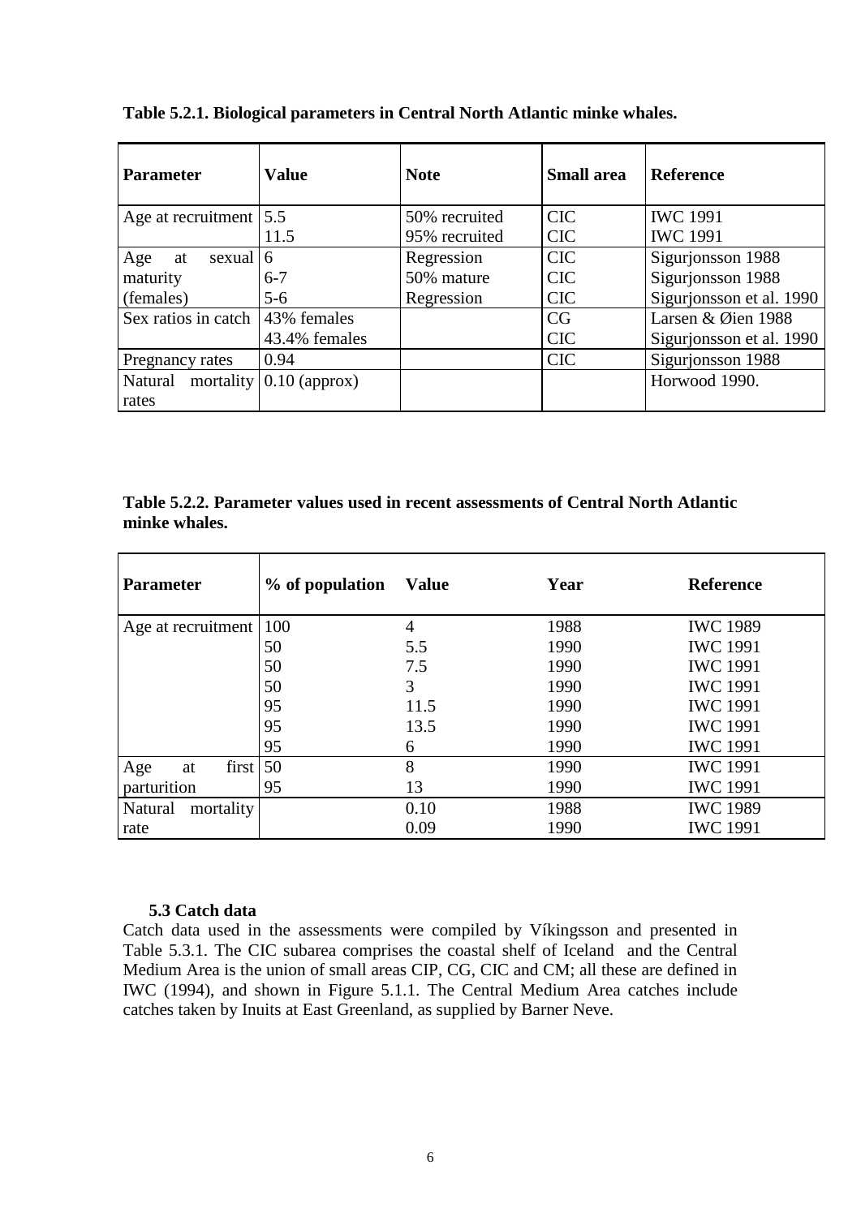**Table 5.2.1. Biological parameters in Central North Atlantic minke whales.**

| Parameter | Value | Note | Small area | Reference |
|---|---|---|---|---|
| Age at recruitment | 5.5 | 50% recruited | CIC | IWC 1991 |
| | 11.5 | 95% recruited | CIC | IWC 1991 |
| Age at sexual maturity (females) | 6 | Regression | CIC | Sigurjonsson 1988 |
| | 6-7 | 50% mature | CIC | Sigurjonsson 1988 |
| | 5-6 | Regression | CIC | Sigurjonsson et al. 1990 |
| Sex ratios in catch | 43% females | | CG | Larsen & Øien 1988 |
| | 43.4% females | | CIC | Sigurjonsson et al. 1990 |
| Pregnancy rates | 0.94 | | CIC | Sigurjonsson 1988 |
| Natural mortality rates | 0.10 (approx) | | | Horwood 1990. |

**Table 5.2.2. Parameter values used in recent assessments of Central North Atlantic minke whales.**

| Parameter | % of population | Value | Year | Reference |
|---|---|---|---|---|
| Age at recruitment | 100 | 4 | 1988 | IWC 1989 |
| | 50 | 5.5 | 1990 | IWC 1991 |
| | 50 | 7.5 | 1990 | IWC 1991 |
| | 50 | 3 | 1990 | IWC 1991 |
| | 95 | 11.5 | 1990 | IWC 1991 |
| | 95 | 13.5 | 1990 | IWC 1991 |
| | 95 | 6 | 1990 | IWC 1991 |
| Age at first parturition | 50 | 8 | 1990 | IWC 1991 |
| | 95 | 13 | 1990 | IWC 1991 |
| Natural mortality rate | | 0.10 | 1988 | IWC 1989 |
| | | 0.09 | 1990 | IWC 1991 |

### 5.3 Catch data

Catch data used in the assessments were compiled by Víkingsson and presented in Table 5.3.1. The CIC subarea comprises the coastal shelf of Iceland and the Central Medium Area is the union of small areas CIP, CG, CIC and CM; all these are defined in IWC (1994), and shown in Figure 5.1.1. The Central Medium Area catches include catches taken by Inuits at East Greenland, as supplied by Barner Neve.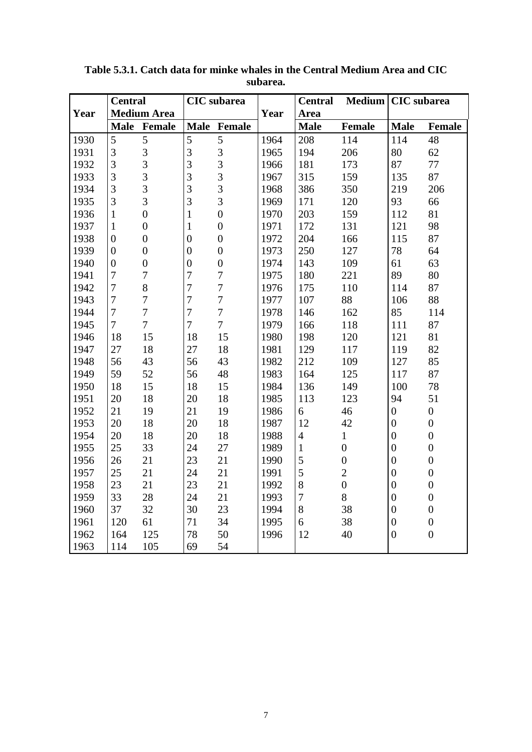**Table 5.3.1. Catch data for minke whales in the Central Medium Area and CIC subarea.**

| Year | Central Medium Area | | CIC subarea | | Year | Central Medium Area | | CIC subarea | |
|---|---|---|---|---|---|---|---|---|---|
| | Male | Female | Male | Female | | Male | Female | Male | Female |
| 1930 | 5 | 5 | 5 | 5 | 1964 | 208 | 114 | 114 | 48 |
| 1931 | 3 | 3 | 3 | 3 | 1965 | 194 | 206 | 80 | 62 |
| 1932 | 3 | 3 | 3 | 3 | 1966 | 181 | 173 | 87 | 77 |
| 1933 | 3 | 3 | 3 | 3 | 1967 | 315 | 159 | 135 | 87 |
| 1934 | 3 | 3 | 3 | 3 | 1968 | 386 | 350 | 219 | 206 |
| 1935 | 3 | 3 | 3 | 3 | 1969 | 171 | 120 | 93 | 66 |
| 1936 | 1 | 0 | 1 | 0 | 1970 | 203 | 159 | 112 | 81 |
| 1937 | 1 | 0 | 1 | 0 | 1971 | 172 | 131 | 121 | 98 |
| 1938 | 0 | 0 | 0 | 0 | 1972 | 204 | 166 | 115 | 87 |
| 1939 | 0 | 0 | 0 | 0 | 1973 | 250 | 127 | 78 | 64 |
| 1940 | 0 | 0 | 0 | 0 | 1974 | 143 | 109 | 61 | 63 |
| 1941 | 7 | 7 | 7 | 7 | 1975 | 180 | 221 | 89 | 80 |
| 1942 | 7 | 8 | 7 | 7 | 1976 | 175 | 110 | 114 | 87 |
| 1943 | 7 | 7 | 7 | 7 | 1977 | 107 | 88 | 106 | 88 |
| 1944 | 7 | 7 | 7 | 7 | 1978 | 146 | 162 | 85 | 114 |
| 1945 | 7 | 7 | 7 | 7 | 1979 | 166 | 118 | 111 | 87 |
| 1946 | 18 | 15 | 18 | 15 | 1980 | 198 | 120 | 121 | 81 |
| 1947 | 27 | 18 | 27 | 18 | 1981 | 129 | 117 | 119 | 82 |
| 1948 | 56 | 43 | 56 | 43 | 1982 | 212 | 109 | 127 | 85 |
| 1949 | 59 | 52 | 56 | 48 | 1983 | 164 | 125 | 117 | 87 |
| 1950 | 18 | 15 | 18 | 15 | 1984 | 136 | 149 | 100 | 78 |
| 1951 | 20 | 18 | 20 | 18 | 1985 | 113 | 123 | 94 | 51 |
| 1952 | 21 | 19 | 21 | 19 | 1986 | 6 | 46 | 0 | 0 |
| 1953 | 20 | 18 | 20 | 18 | 1987 | 12 | 42 | 0 | 0 |
| 1954 | 20 | 18 | 20 | 18 | 1988 | 4 | 1 | 0 | 0 |
| 1955 | 25 | 33 | 24 | 27 | 1989 | 1 | 0 | 0 | 0 |
| 1956 | 26 | 21 | 23 | 21 | 1990 | 5 | 0 | 0 | 0 |
| 1957 | 25 | 21 | 24 | 21 | 1991 | 5 | 2 | 0 | 0 |
| 1958 | 23 | 21 | 23 | 21 | 1992 | 8 | 0 | 0 | 0 |
| 1959 | 33 | 28 | 24 | 21 | 1993 | 7 | 8 | 0 | 0 |
| 1960 | 37 | 32 | 30 | 23 | 1994 | 8 | 38 | 0 | 0 |
| 1961 | 120 | 61 | 71 | 34 | 1995 | 6 | 38 | 0 | 0 |
| 1962 | 164 | 125 | 78 | 50 | 1996 | 12 | 40 | 0 | 0 |
| 1963 | 114 | 105 | 69 | 54 | | | | | |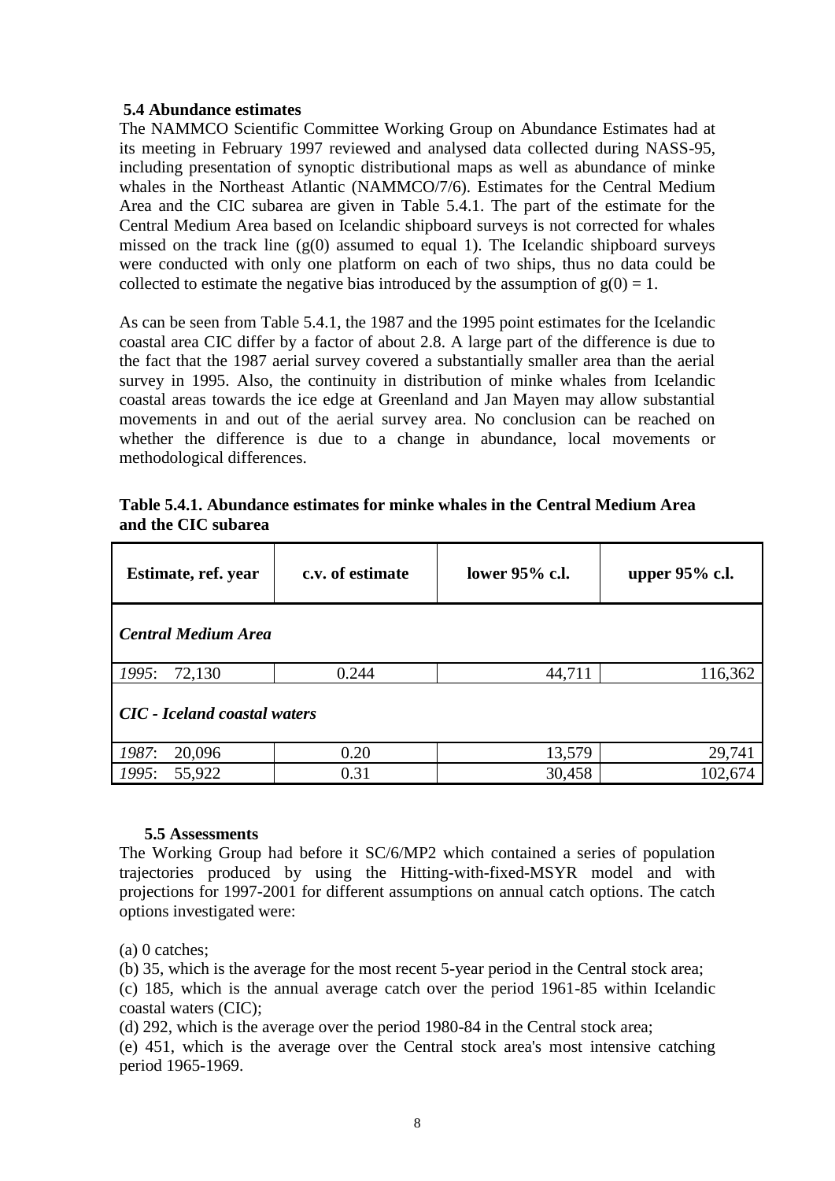### 5.4 Abundance estimates

The NAMMCO Scientific Committee Working Group on Abundance Estimates had at its meeting in February 1997 reviewed and analysed data collected during NASS-95, including presentation of synoptic distributional maps as well as abundance of minke whales in the Northeast Atlantic (NAMMCO/7/6). Estimates for the Central Medium Area and the CIC subarea are given in Table 5.4.1. The part of the estimate for the Central Medium Area based on Icelandic shipboard surveys is not corrected for whales missed on the track line ($g(0)$ assumed to equal 1). The Icelandic shipboard surveys were conducted with only one platform on each of two ships, thus no data could be collected to estimate the negative bias introduced by the assumption of $g(0) = 1$.

As can be seen from Table 5.4.1, the 1987 and the 1995 point estimates for the Icelandic coastal area CIC differ by a factor of about 2.8. A large part of the difference is due to the fact that the 1987 aerial survey covered a substantially smaller area than the aerial survey in 1995. Also, the continuity in distribution of minke whales from Icelandic coastal areas towards the ice edge at Greenland and Jan Mayen may allow substantial movements in and out of the aerial survey area. No conclusion can be reached on whether the difference is due to a change in abundance, local movements or methodological differences.

**Table 5.4.1. Abundance estimates for minke whales in the Central Medium Area and the CIC subarea**

| Estimate, ref. year | c.v. of estimate | lower 95% c.l. | upper 95% c.l. |
|---|---|---|---|
| ***Central Medium Area*** | | | |
| *1995*: 72,130 | 0.244 | 44,711 | 116,362 |
| ***CIC - Iceland coastal waters*** | | | |
| *1987*: 20,096 | 0.20 | 13,579 | 29,741 |
| *1995*: 55,922 | 0.31 | 30,458 | 102,674 |

### 5.5 Assessments

The Working Group had before it SC/6/MP2 which contained a series of population trajectories produced by using the Hitting-with-fixed-MSYR model and with projections for 1997-2001 for different assumptions on annual catch options. The catch options investigated were:

(a) 0 catches;

(b) 35, which is the average for the most recent 5-year period in the Central stock area;

(c) 185, which is the annual average catch over the period 1961-85 within Icelandic coastal waters (CIC);

(d) 292, which is the average over the period 1980-84 in the Central stock area;

(e) 451, which is the average over the Central stock area's most intensive catching period 1965-1969.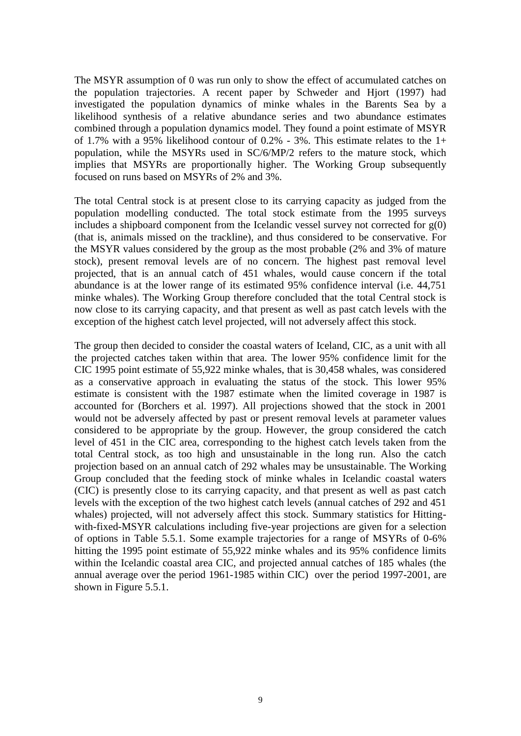The MSYR assumption of 0 was run only to show the effect of accumulated catches on the population trajectories. A recent paper by Schweder and Hjort (1997) had investigated the population dynamics of minke whales in the Barents Sea by a likelihood synthesis of a relative abundance series and two abundance estimates combined through a population dynamics model. They found a point estimate of MSYR of 1.7% with a 95% likelihood contour of 0.2% - 3%. This estimate relates to the 1+ population, while the MSYRs used in SC/6/MP/2 refers to the mature stock, which implies that MSYRs are proportionally higher. The Working Group subsequently focused on runs based on MSYRs of 2% and 3%.

The total Central stock is at present close to its carrying capacity as judged from the population modelling conducted. The total stock estimate from the 1995 surveys includes a shipboard component from the Icelandic vessel survey not corrected for g(0) (that is, animals missed on the trackline), and thus considered to be conservative. For the MSYR values considered by the group as the most probable (2% and 3% of mature stock), present removal levels are of no concern. The highest past removal level projected, that is an annual catch of 451 whales, would cause concern if the total abundance is at the lower range of its estimated 95% confidence interval (i.e. 44,751 minke whales). The Working Group therefore concluded that the total Central stock is now close to its carrying capacity, and that present as well as past catch levels with the exception of the highest catch level projected, will not adversely affect this stock.

The group then decided to consider the coastal waters of Iceland, CIC, as a unit with all the projected catches taken within that area. The lower 95% confidence limit for the CIC 1995 point estimate of 55,922 minke whales, that is 30,458 whales, was considered as a conservative approach in evaluating the status of the stock. This lower 95% estimate is consistent with the 1987 estimate when the limited coverage in 1987 is accounted for (Borchers et al. 1997). All projections showed that the stock in 2001 would not be adversely affected by past or present removal levels at parameter values considered to be appropriate by the group. However, the group considered the catch level of 451 in the CIC area, corresponding to the highest catch levels taken from the total Central stock, as too high and unsustainable in the long run. Also the catch projection based on an annual catch of 292 whales may be unsustainable. The Working Group concluded that the feeding stock of minke whales in Icelandic coastal waters (CIC) is presently close to its carrying capacity, and that present as well as past catch levels with the exception of the two highest catch levels (annual catches of 292 and 451 whales) projected, will not adversely affect this stock. Summary statistics for Hitting-with-fixed-MSYR calculations including five-year projections are given for a selection of options in Table 5.5.1. Some example trajectories for a range of MSYRs of 0-6% hitting the 1995 point estimate of 55,922 minke whales and its 95% confidence limits within the Icelandic coastal area CIC, and projected annual catches of 185 whales (the annual average over the period 1961-1985 within CIC) over the period 1997-2001, are shown in Figure 5.5.1.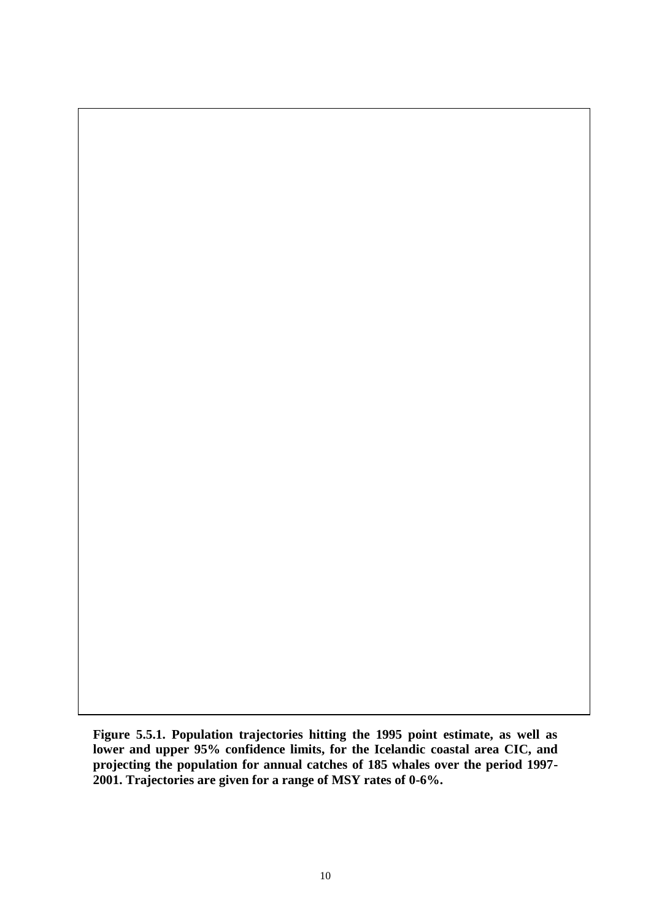**Figure 5.5.1. Population trajectories hitting the 1995 point estimate, as well as lower and upper 95% confidence limits, for the Icelandic coastal area CIC, and projecting the population for annual catches of 185 whales over the period 1997-2001. Trajectories are given for a range of MSY rates of 0-6%.**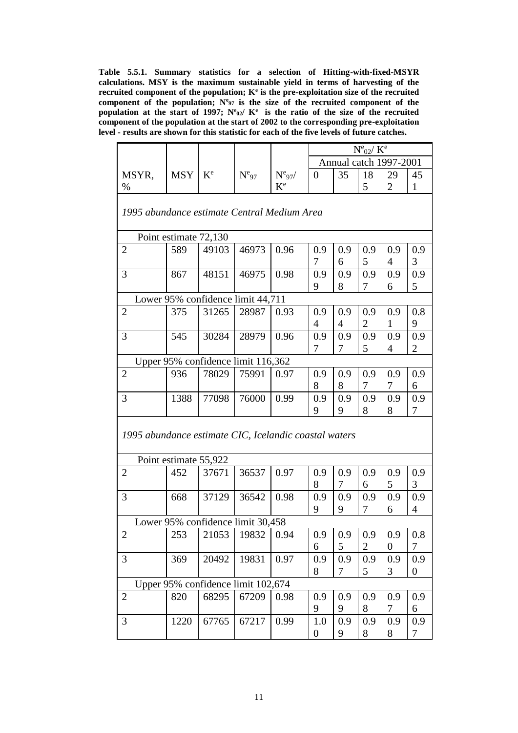**Table 5.5.1. Summary statistics for a selection of Hitting-with-fixed-MSYR calculations. MSY is the maximum sustainable yield in terms of harvesting of the recruited component of the population; $K^e$ is the pre-exploitation size of the recruited component of the population; $N^e_{97}$ is the size of the recruited component of the population at the start of 1997; $N^e_{02}/K^e$ is the ratio of the size of the recruited component of the population at the start of 2002 to the corresponding pre-exploitation level - results are shown for this statistic for each of the five levels of future catches.**

| | | | | | $N^e_{02}/K^e$ | | | | |
|---|---|---|---|---|---|---|---|---|---|
| | | | | | Annual catch 1997-2001 | | | | |
| MSYR, % | MSY | $K^e$ | $N^e_{97}$ | $N^e_{97}/K^e$ | 0 | 35 | 185 | 292 | 451 |
| *1995 abundance estimate Central Medium Area* | | | | | | | | | |
| Point estimate 72,130 | | | | | | | | | |
| 2 | 589 | 49103 | 46973 | 0.96 | 0.97 | 0.96 | 0.95 | 0.94 | 0.93 |
| 3 | 867 | 48151 | 46975 | 0.98 | 0.99 | 0.98 | 0.97 | 0.96 | 0.95 |
| Lower 95% confidence limit 44,711 | | | | | | | | | |
| 2 | 375 | 31265 | 28987 | 0.93 | 0.94 | 0.94 | 0.92 | 0.91 | 0.89 |
| 3 | 545 | 30284 | 28979 | 0.96 | 0.97 | 0.97 | 0.95 | 0.94 | 0.92 |
| Upper 95% confidence limit 116,362 | | | | | | | | | |
| 2 | 936 | 78029 | 75991 | 0.97 | 0.98 | 0.98 | 0.97 | 0.97 | 0.96 |
| 3 | 1388 | 77098 | 76000 | 0.99 | 0.99 | 0.99 | 0.98 | 0.98 | 0.97 |
| *1995 abundance estimate CIC, Icelandic coastal waters* | | | | | | | | | |
| Point estimate 55,922 | | | | | | | | | |
| 2 | 452 | 37671 | 36537 | 0.97 | 0.98 | 0.97 | 0.96 | 0.95 | 0.93 |
| 3 | 668 | 37129 | 36542 | 0.98 | 0.99 | 0.99 | 0.97 | 0.96 | 0.94 |
| Lower 95% confidence limit 30,458 | | | | | | | | | |
| 2 | 253 | 21053 | 19832 | 0.94 | 0.96 | 0.95 | 0.92 | 0.90 | 0.87 |
| 3 | 369 | 20492 | 19831 | 0.97 | 0.98 | 0.97 | 0.95 | 0.93 | 0.90 |
| Upper 95% confidence limit 102,674 | | | | | | | | | |
| 2 | 820 | 68295 | 67209 | 0.98 | 0.99 | 0.99 | 0.98 | 0.97 | 0.96 |
| 3 | 1220 | 67765 | 67217 | 0.99 | 1.00 | 0.99 | 0.98 | 0.98 | 0.97 |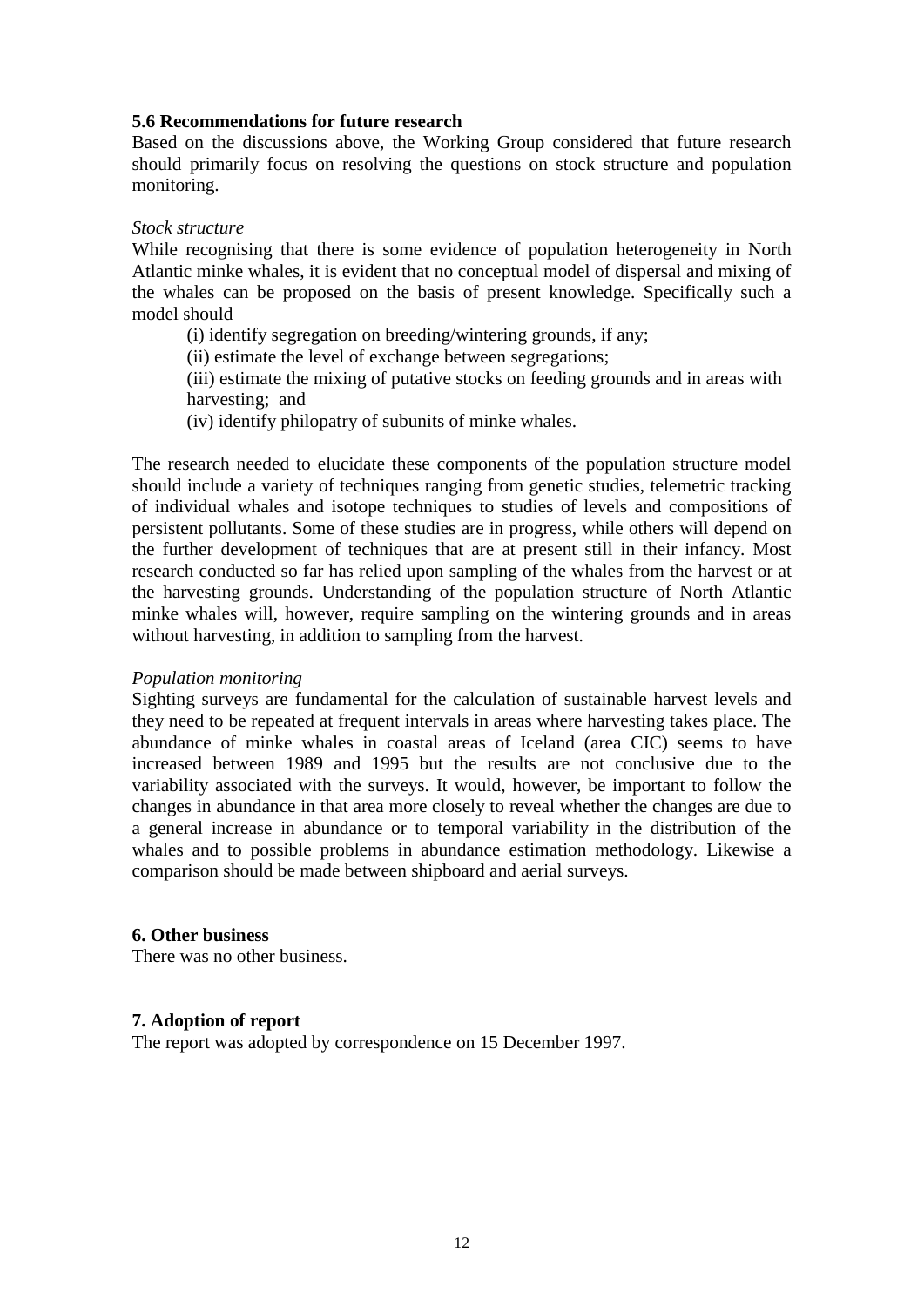### 5.6 Recommendations for future research

Based on the discussions above, the Working Group considered that future research should primarily focus on resolving the questions on stock structure and population monitoring.

*Stock structure*

While recognising that there is some evidence of population heterogeneity in North Atlantic minke whales, it is evident that no conceptual model of dispersal and mixing of the whales can be proposed on the basis of present knowledge. Specifically such a model should

(i) identify segregation on breeding/wintering grounds, if any;

(ii) estimate the level of exchange between segregations;

(iii) estimate the mixing of putative stocks on feeding grounds and in areas with harvesting; and

(iv) identify philopatry of subunits of minke whales.

The research needed to elucidate these components of the population structure model should include a variety of techniques ranging from genetic studies, telemetric tracking of individual whales and isotope techniques to studies of levels and compositions of persistent pollutants. Some of these studies are in progress, while others will depend on the further development of techniques that are at present still in their infancy. Most research conducted so far has relied upon sampling of the whales from the harvest or at the harvesting grounds. Understanding of the population structure of North Atlantic minke whales will, however, require sampling on the wintering grounds and in areas without harvesting, in addition to sampling from the harvest.

*Population monitoring*

Sighting surveys are fundamental for the calculation of sustainable harvest levels and they need to be repeated at frequent intervals in areas where harvesting takes place. The abundance of minke whales in coastal areas of Iceland (area CIC) seems to have increased between 1989 and 1995 but the results are not conclusive due to the variability associated with the surveys. It would, however, be important to follow the changes in abundance in that area more closely to reveal whether the changes are due to a general increase in abundance or to temporal variability in the distribution of the whales and to possible problems in abundance estimation methodology. Likewise a comparison should be made between shipboard and aerial surveys.

## 6. Other business

There was no other business.

## 7. Adoption of report

The report was adopted by correspondence on 15 December 1997.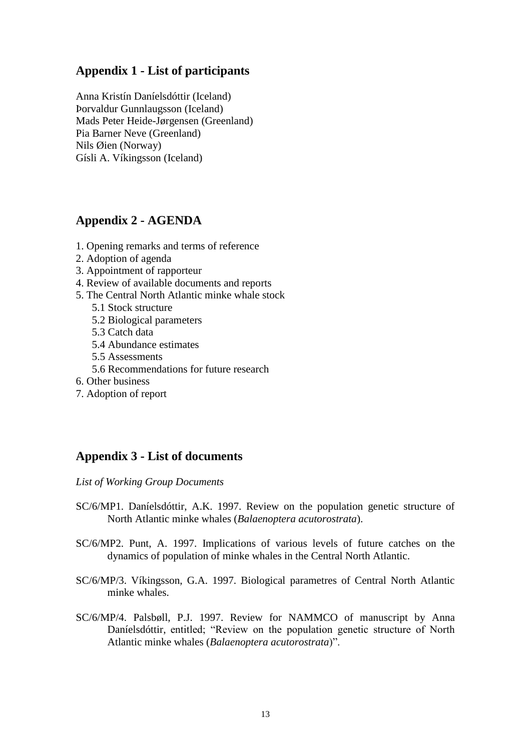## Appendix 1 - List of participants

Anna Kristín Daníelsdóttir (Iceland)
Þorvaldur Gunnlaugsson (Iceland)
Mads Peter Heide-Jørgensen (Greenland)
Pia Barner Neve (Greenland)
Nils Øien (Norway)
Gísli A. Víkingsson (Iceland)

## Appendix 2 - AGENDA

1. Opening remarks and terms of reference
2. Adoption of agenda
3. Appointment of rapporteur
4. Review of available documents and reports
5. The Central North Atlantic minke whale stock
   - 5.1 Stock structure
   - 5.2 Biological parameters
   - 5.3 Catch data
   - 5.4 Abundance estimates
   - 5.5 Assessments
   - 5.6 Recommendations for future research
6. Other business
7. Adoption of report

## Appendix 3 - List of documents

*List of Working Group Documents*

SC/6/MP1. Daníelsdóttir, A.K. 1997. Review on the population genetic structure of North Atlantic minke whales (*Balaenoptera acutorostrata*).

SC/6/MP2. Punt, A. 1997. Implications of various levels of future catches on the dynamics of population of minke whales in the Central North Atlantic.

SC/6/MP/3. Víkingsson, G.A. 1997. Biological parametres of Central North Atlantic minke whales.

SC/6/MP/4. Palsbøll, P.J. 1997. Review for NAMMCO of manuscript by Anna Daníelsdóttir, entitled; "Review on the population genetic structure of North Atlantic minke whales (*Balaenoptera acutorostrata*)".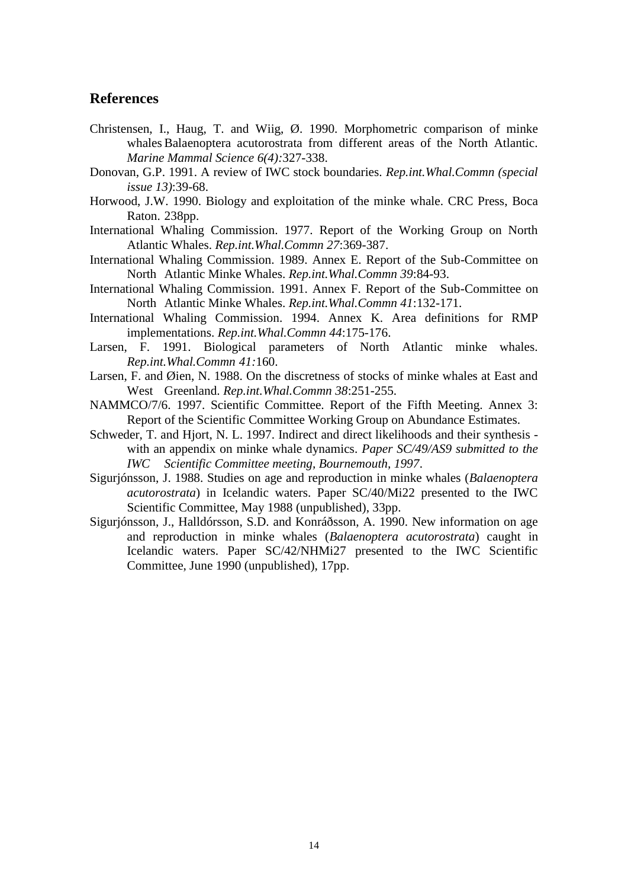## References

Christensen, I., Haug, T. and Wiig, Ø. 1990. Morphometric comparison of minke whales Balaenoptera acutorostrata from different areas of the North Atlantic. *Marine Mammal Science 6(4):*327-338.

Donovan, G.P. 1991. A review of IWC stock boundaries. *Rep.int.Whal.Commn (special issue 13)*:39-68.

Horwood, J.W. 1990. Biology and exploitation of the minke whale. CRC Press, Boca Raton. 238pp.

International Whaling Commission. 1977. Report of the Working Group on North Atlantic Whales. *Rep.int.Whal.Commn 27*:369-387.

International Whaling Commission. 1989. Annex E. Report of the Sub-Committee on North Atlantic Minke Whales. *Rep.int.Whal.Commn 39*:84-93.

International Whaling Commission. 1991. Annex F. Report of the Sub-Committee on North Atlantic Minke Whales. *Rep.int.Whal.Commn 41*:132-171.

International Whaling Commission. 1994. Annex K. Area definitions for RMP implementations. *Rep.int.Whal.Commn 44*:175-176.

Larsen, F. 1991. Biological parameters of North Atlantic minke whales. *Rep.int.Whal.Commn 41:*160.

Larsen, F. and Øien, N. 1988. On the discretness of stocks of minke whales at East and West Greenland. *Rep.int.Whal.Commn 38*:251-255.

NAMMCO/7/6. 1997. Scientific Committee. Report of the Fifth Meeting. Annex 3: Report of the Scientific Committee Working Group on Abundance Estimates.

Schweder, T. and Hjort, N. L. 1997. Indirect and direct likelihoods and their synthesis - with an appendix on minke whale dynamics. *Paper SC/49/AS9 submitted to the IWC Scientific Committee meeting, Bournemouth, 1997*.

Sigurjónsson, J. 1988. Studies on age and reproduction in minke whales (*Balaenoptera acutorostrata*) in Icelandic waters. Paper SC/40/Mi22 presented to the IWC Scientific Committee, May 1988 (unpublished), 33pp.

Sigurjónsson, J., Halldórsson, S.D. and Konráðsson, A. 1990. New information on age and reproduction in minke whales (*Balaenoptera acutorostrata*) caught in Icelandic waters. Paper SC/42/NHMi27 presented to the IWC Scientific Committee, June 1990 (unpublished), 17pp.